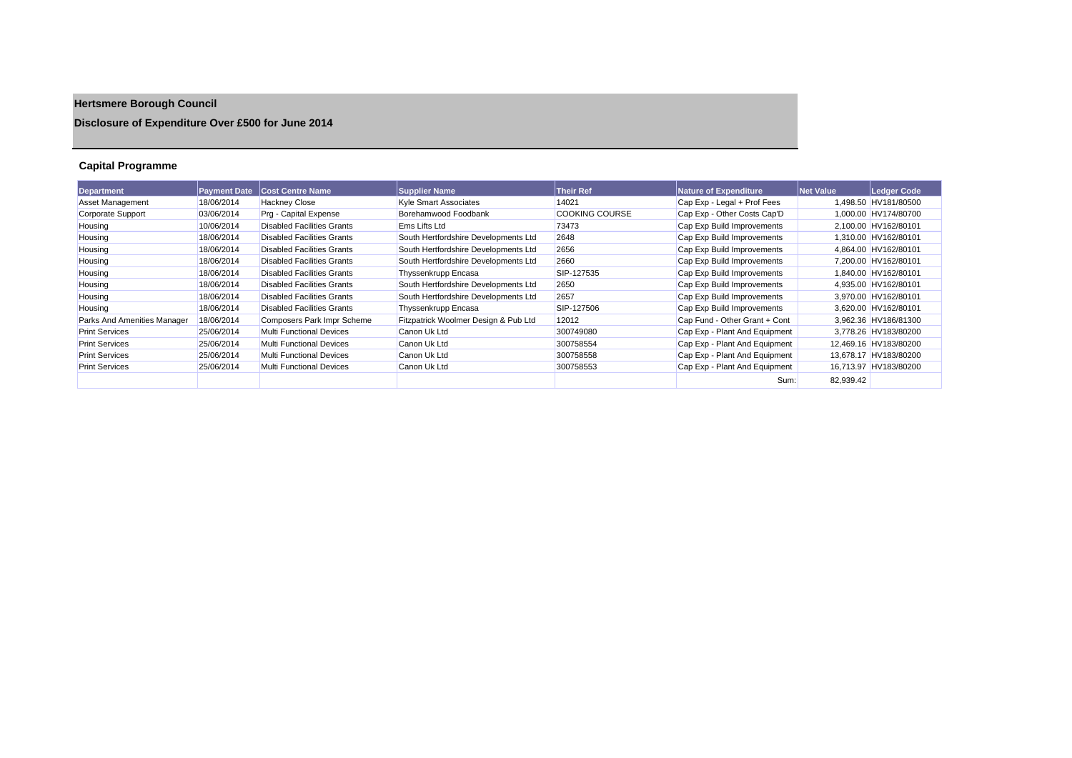# Hertsmere Borough Council

## Disclosure of Expenditure Over £500 for June 2014

### Capital Programme

| Department | Payment Date | Cost Centre Name | Supplier Name | Their Ref | Nature of Expenditure | Net Value | Ledger Code |
|---|---|---|---|---|---|---|---|
| Asset Management | 18/06/2014 | Hackney Close | Kyle Smart Associates | 14021 | Cap Exp - Legal + Prof Fees | 1,498.50 | HV181/80500 |
| Corporate Support | 03/06/2014 | Prg - Capital Expense | Borehamwood Foodbank | COOKING COURSE | Cap Exp - Other Costs Cap'D | 1,000.00 | HV174/80700 |
| Housing | 10/06/2014 | Disabled Facilities Grants | Ems Lifts Ltd | 73473 | Cap Exp Build Improvements | 2,100.00 | HV162/80101 |
| Housing | 18/06/2014 | Disabled Facilities Grants | South Hertfordshire Developments Ltd | 2648 | Cap Exp Build Improvements | 1,310.00 | HV162/80101 |
| Housing | 18/06/2014 | Disabled Facilities Grants | South Hertfordshire Developments Ltd | 2656 | Cap Exp Build Improvements | 4,864.00 | HV162/80101 |
| Housing | 18/06/2014 | Disabled Facilities Grants | South Hertfordshire Developments Ltd | 2660 | Cap Exp Build Improvements | 7,200.00 | HV162/80101 |
| Housing | 18/06/2014 | Disabled Facilities Grants | Thyssenkrupp Encasa | SIP-127535 | Cap Exp Build Improvements | 1,840.00 | HV162/80101 |
| Housing | 18/06/2014 | Disabled Facilities Grants | South Hertfordshire Developments Ltd | 2650 | Cap Exp Build Improvements | 4,935.00 | HV162/80101 |
| Housing | 18/06/2014 | Disabled Facilities Grants | South Hertfordshire Developments Ltd | 2657 | Cap Exp Build Improvements | 3,970.00 | HV162/80101 |
| Housing | 18/06/2014 | Disabled Facilities Grants | Thyssenkrupp Encasa | SIP-127506 | Cap Exp Build Improvements | 3,620.00 | HV162/80101 |
| Parks And Amenities Manager | 18/06/2014 | Composers Park Impr Scheme | Fitzpatrick Woolmer Design & Pub Ltd | 12012 | Cap Fund - Other Grant + Cont | 3,962.36 | HV186/81300 |
| Print Services | 25/06/2014 | Multi Functional Devices | Canon Uk Ltd | 300749080 | Cap Exp - Plant And Equipment | 3,778.26 | HV183/80200 |
| Print Services | 25/06/2014 | Multi Functional Devices | Canon Uk Ltd | 300758554 | Cap Exp - Plant And Equipment | 12,469.16 | HV183/80200 |
| Print Services | 25/06/2014 | Multi Functional Devices | Canon Uk Ltd | 300758558 | Cap Exp - Plant And Equipment | 13,678.17 | HV183/80200 |
| Print Services | 25/06/2014 | Multi Functional Devices | Canon Uk Ltd | 300758553 | Cap Exp - Plant And Equipment | 16,713.97 | HV183/80200 |
| | | | | | Sum: | 82,939.42 | |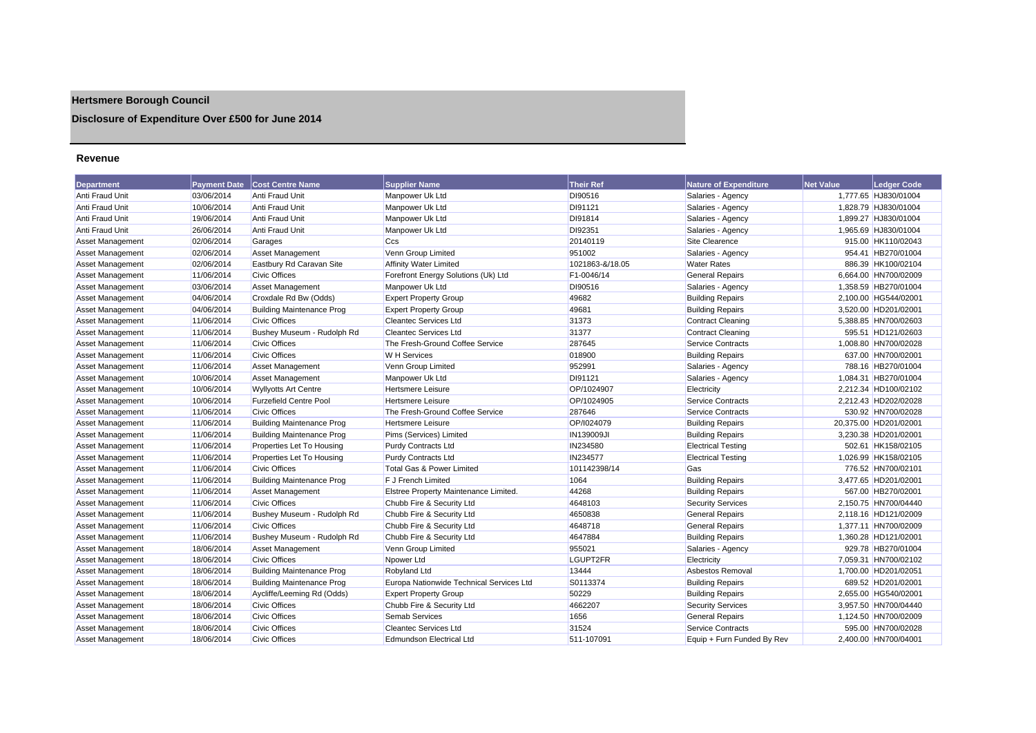# Hertsmere Borough Council

## Disclosure of Expenditure Over £500 for June 2014

### Revenue

| Department | Payment Date | Cost Centre Name | Supplier Name | Their Ref | Nature of Expenditure | Net Value | Ledger Code |
|---|---|---|---|---|---|---|---|
| Anti Fraud Unit | 03/06/2014 | Anti Fraud Unit | Manpower Uk Ltd | DI90516 | Salaries - Agency | 1,777.65 | HJ830/01004 |
| Anti Fraud Unit | 10/06/2014 | Anti Fraud Unit | Manpower Uk Ltd | DI91121 | Salaries - Agency | 1,828.79 | HJ830/01004 |
| Anti Fraud Unit | 19/06/2014 | Anti Fraud Unit | Manpower Uk Ltd | DI91814 | Salaries - Agency | 1,899.27 | HJ830/01004 |
| Anti Fraud Unit | 26/06/2014 | Anti Fraud Unit | Manpower Uk Ltd | DI92351 | Salaries - Agency | 1,965.69 | HJ830/01004 |
| Asset Management | 02/06/2014 | Garages | Ccs | 20140119 | Site Clearence | 915.00 | HK110/02043 |
| Asset Management | 02/06/2014 | Asset Management | Venn Group Limited | 951002 | Salaries - Agency | 954.41 | HB270/01004 |
| Asset Management | 02/06/2014 | Eastbury Rd Caravan Site | Affinity Water Limited | 1021863-&/18.05 | Water Rates | 886.39 | HK100/02104 |
| Asset Management | 11/06/2014 | Civic Offices | Forefront Energy Solutions (Uk) Ltd | F1-0046/14 | General Repairs | 6,664.00 | HN700/02009 |
| Asset Management | 03/06/2014 | Asset Management | Manpower Uk Ltd | DI90516 | Salaries - Agency | 1,358.59 | HB270/01004 |
| Asset Management | 04/06/2014 | Croxdale Rd Bw (Odds) | Expert Property Group | 49682 | Building Repairs | 2,100.00 | HG544/02001 |
| Asset Management | 04/06/2014 | Building Maintenance Prog | Expert Property Group | 49681 | Building Repairs | 3,520.00 | HD201/02001 |
| Asset Management | 11/06/2014 | Civic Offices | Cleantec Services Ltd | 31373 | Contract Cleaning | 5,388.85 | HN700/02603 |
| Asset Management | 11/06/2014 | Bushey Museum - Rudolph Rd | Cleantec Services Ltd | 31377 | Contract Cleaning | 595.51 | HD121/02603 |
| Asset Management | 11/06/2014 | Civic Offices | The Fresh-Ground Coffee Service | 287645 | Service Contracts | 1,008.80 | HN700/02028 |
| Asset Management | 11/06/2014 | Civic Offices | W H Services | 018900 | Building Repairs | 637.00 | HN700/02001 |
| Asset Management | 11/06/2014 | Asset Management | Venn Group Limited | 952991 | Salaries - Agency | 788.16 | HB270/01004 |
| Asset Management | 10/06/2014 | Asset Management | Manpower Uk Ltd | DI91121 | Salaries - Agency | 1,084.31 | HB270/01004 |
| Asset Management | 10/06/2014 | Wyllyotts Art Centre | Hertsmere Leisure | OP/1024907 | Electricity | 2,212.34 | HD100/02102 |
| Asset Management | 10/06/2014 | Furzefield Centre Pool | Hertsmere Leisure | OP/1024905 | Service Contracts | 2,212.43 | HD202/02028 |
| Asset Management | 11/06/2014 | Civic Offices | The Fresh-Ground Coffee Service | 287646 | Service Contracts | 530.92 | HN700/02028 |
| Asset Management | 11/06/2014 | Building Maintenance Prog | Hertsmere Leisure | OP/I024079 | Building Repairs | 20,375.00 | HD201/02001 |
| Asset Management | 11/06/2014 | Building Maintenance Prog | Pims (Services) Limited | IN139009JI | Building Repairs | 3,230.38 | HD201/02001 |
| Asset Management | 11/06/2014 | Properties Let To Housing | Purdy Contracts Ltd | IN234580 | Electrical Testing | 502.61 | HK158/02105 |
| Asset Management | 11/06/2014 | Properties Let To Housing | Purdy Contracts Ltd | IN234577 | Electrical Testing | 1,026.99 | HK158/02105 |
| Asset Management | 11/06/2014 | Civic Offices | Total Gas & Power Limited | 101142398/14 | Gas | 776.52 | HN700/02101 |
| Asset Management | 11/06/2014 | Building Maintenance Prog | F J French Limited | 1064 | Building Repairs | 3,477.65 | HD201/02001 |
| Asset Management | 11/06/2014 | Asset Management | Elstree Property Maintenance Limited. | 44268 | Building Repairs | 567.00 | HB270/02001 |
| Asset Management | 11/06/2014 | Civic Offices | Chubb Fire & Security Ltd | 4648103 | Security Services | 2,150.75 | HN700/04440 |
| Asset Management | 11/06/2014 | Bushey Museum - Rudolph Rd | Chubb Fire & Security Ltd | 4650838 | General Repairs | 2,118.16 | HD121/02009 |
| Asset Management | 11/06/2014 | Civic Offices | Chubb Fire & Security Ltd | 4648718 | General Repairs | 1,377.11 | HN700/02009 |
| Asset Management | 11/06/2014 | Bushey Museum - Rudolph Rd | Chubb Fire & Security Ltd | 4647884 | Building Repairs | 1,360.28 | HD121/02001 |
| Asset Management | 18/06/2014 | Asset Management | Venn Group Limited | 955021 | Salaries - Agency | 929.78 | HB270/01004 |
| Asset Management | 18/06/2014 | Civic Offices | Npower Ltd | LGUPT2FR | Electricity | 7,059.31 | HN700/02102 |
| Asset Management | 18/06/2014 | Building Maintenance Prog | Robyland Ltd | 13444 | Asbestos Removal | 1,700.00 | HD201/02051 |
| Asset Management | 18/06/2014 | Building Maintenance Prog | Europa Nationwide Technical Services Ltd | S0113374 | Building Repairs | 689.52 | HD201/02001 |
| Asset Management | 18/06/2014 | Aycliffe/Leeming Rd (Odds) | Expert Property Group | 50229 | Building Repairs | 2,655.00 | HG540/02001 |
| Asset Management | 18/06/2014 | Civic Offices | Chubb Fire & Security Ltd | 4662207 | Security Services | 3,957.50 | HN700/04440 |
| Asset Management | 18/06/2014 | Civic Offices | Semab Services | 1656 | General Repairs | 1,124.50 | HN700/02009 |
| Asset Management | 18/06/2014 | Civic Offices | Cleantec Services Ltd | 31524 | Service Contracts | 595.00 | HN700/02028 |
| Asset Management | 18/06/2014 | Civic Offices | Edmundson Electrical Ltd | 511-107091 | Equip + Furn Funded By Rev | 2,400.00 | HN700/04001 |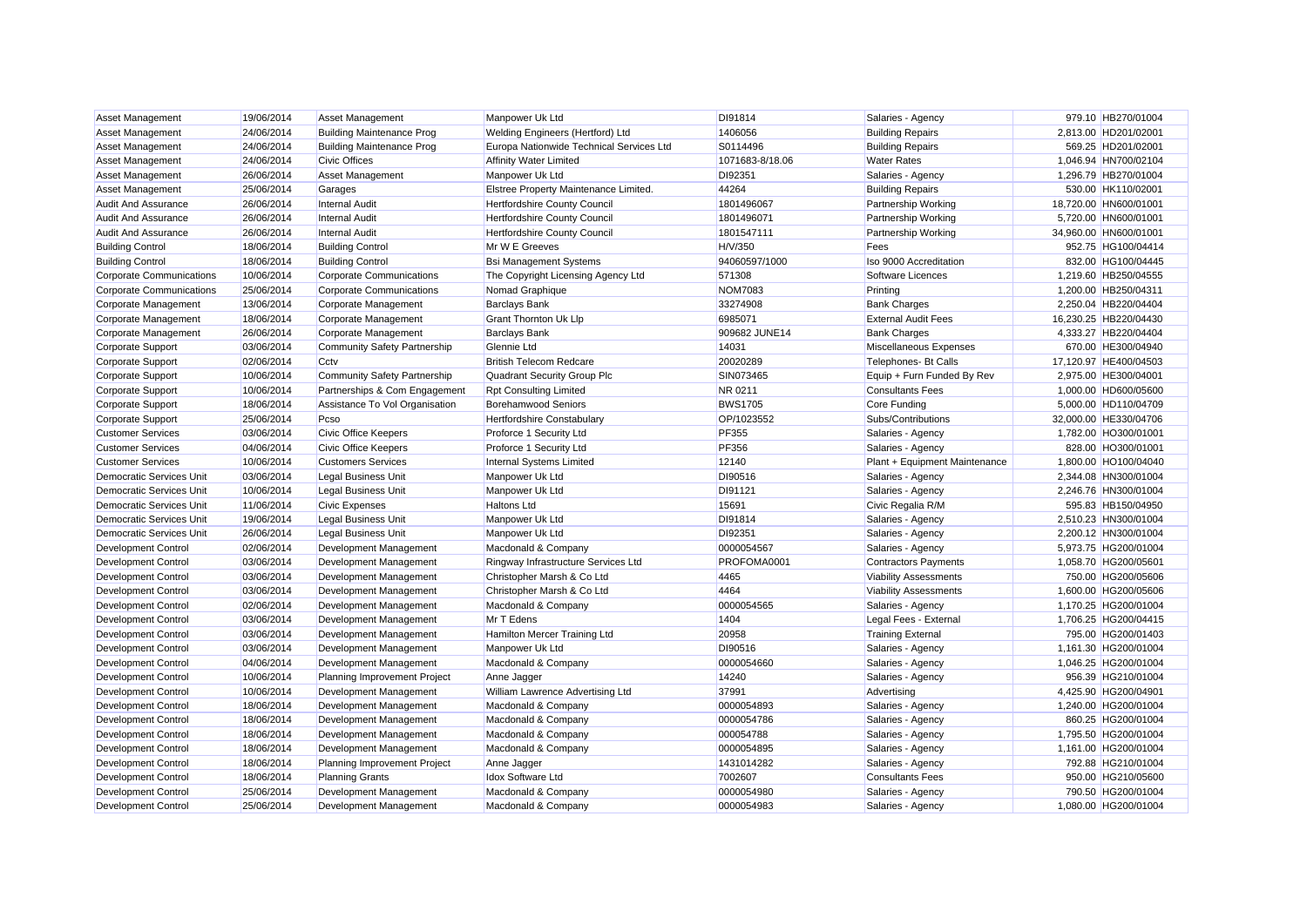| Asset Management | 19/06/2014 | Asset Management | Manpower Uk Ltd | DI91814 | Salaries - Agency | 979.10 | HB270/01004 |
|---|---|---|---|---|---|---|---|
| Asset Management | 24/06/2014 | Building Maintenance Prog | Welding Engineers (Hertford) Ltd | 1406056 | Building Repairs | 2,813.00 | HD201/02001 |
| Asset Management | 24/06/2014 | Building Maintenance Prog | Europa Nationwide Technical Services Ltd | S0114496 | Building Repairs | 569.25 | HD201/02001 |
| Asset Management | 24/06/2014 | Civic Offices | Affinity Water Limited | 1071683-8/18.06 | Water Rates | 1,046.94 | HN700/02104 |
| Asset Management | 26/06/2014 | Asset Management | Manpower Uk Ltd | DI92351 | Salaries - Agency | 1,296.79 | HB270/01004 |
| Asset Management | 25/06/2014 | Garages | Elstree Property Maintenance Limited. | 44264 | Building Repairs | 530.00 | HK110/02001 |
| Audit And Assurance | 26/06/2014 | Internal Audit | Hertfordshire County Council | 1801496067 | Partnership Working | 18,720.00 | HN600/01001 |
| Audit And Assurance | 26/06/2014 | Internal Audit | Hertfordshire County Council | 1801496071 | Partnership Working | 5,720.00 | HN600/01001 |
| Audit And Assurance | 26/06/2014 | Internal Audit | Hertfordshire County Council | 1801547111 | Partnership Working | 34,960.00 | HN600/01001 |
| Building Control | 18/06/2014 | Building Control | Mr W E Greeves | H/V/350 | Fees | 952.75 | HG100/04414 |
| Building Control | 18/06/2014 | Building Control | Bsi Management Systems | 94060597/1000 | Iso 9000 Accreditation | 832.00 | HG100/04445 |
| Corporate Communications | 10/06/2014 | Corporate Communications | The Copyright Licensing Agency Ltd | 571308 | Software Licences | 1,219.60 | HB250/04555 |
| Corporate Communications | 25/06/2014 | Corporate Communications | Nomad Graphique | NOM7083 | Printing | 1,200.00 | HB250/04311 |
| Corporate Management | 13/06/2014 | Corporate Management | Barclays Bank | 33274908 | Bank Charges | 2,250.04 | HB220/04404 |
| Corporate Management | 18/06/2014 | Corporate Management | Grant Thornton Uk Llp | 6985071 | External Audit Fees | 16,230.25 | HB220/04430 |
| Corporate Management | 26/06/2014 | Corporate Management | Barclays Bank | 909682 JUNE14 | Bank Charges | 4,333.27 | HB220/04404 |
| Corporate Support | 03/06/2014 | Community Safety Partnership | Glennie Ltd | 14031 | Miscellaneous Expenses | 670.00 | HE300/04940 |
| Corporate Support | 02/06/2014 | Cctv | British Telecom Redcare | 20020289 | Telephones- Bt Calls | 17,120.97 | HE400/04503 |
| Corporate Support | 10/06/2014 | Community Safety Partnership | Quadrant Security Group Plc | SIN073465 | Equip + Furn Funded By Rev | 2,975.00 | HE300/04001 |
| Corporate Support | 10/06/2014 | Partnerships & Com Engagement | Rpt Consulting Limited | NR 0211 | Consultants Fees | 1,000.00 | HD600/05600 |
| Corporate Support | 18/06/2014 | Assistance To Vol Organisation | Borehamwood Seniors | BWS1705 | Core Funding | 5,000.00 | HD110/04709 |
| Corporate Support | 25/06/2014 | Pcso | Hertfordshire Constabulary | OP/1023552 | Subs/Contributions | 32,000.00 | HE330/04706 |
| Customer Services | 03/06/2014 | Civic Office Keepers | Proforce 1 Security Ltd | PF355 | Salaries - Agency | 1,782.00 | HO300/01001 |
| Customer Services | 04/06/2014 | Civic Office Keepers | Proforce 1 Security Ltd | PF356 | Salaries - Agency | 828.00 | HO300/01001 |
| Customer Services | 10/06/2014 | Customers Services | Internal Systems Limited | 12140 | Plant + Equipment Maintenance | 1,800.00 | HO100/04040 |
| Democratic Services Unit | 03/06/2014 | Legal Business Unit | Manpower Uk Ltd | DI90516 | Salaries - Agency | 2,344.08 | HN300/01004 |
| Democratic Services Unit | 10/06/2014 | Legal Business Unit | Manpower Uk Ltd | DI91121 | Salaries - Agency | 2,246.76 | HN300/01004 |
| Democratic Services Unit | 11/06/2014 | Civic Expenses | Haltons Ltd | 15691 | Civic Regalia R/M | 595.83 | HB150/04950 |
| Democratic Services Unit | 19/06/2014 | Legal Business Unit | Manpower Uk Ltd | DI91814 | Salaries - Agency | 2,510.23 | HN300/01004 |
| Democratic Services Unit | 26/06/2014 | Legal Business Unit | Manpower Uk Ltd | DI92351 | Salaries - Agency | 2,200.12 | HN300/01004 |
| Development Control | 02/06/2014 | Development Management | Macdonald & Company | 0000054567 | Salaries - Agency | 5,973.75 | HG200/01004 |
| Development Control | 03/06/2014 | Development Management | Ringway Infrastructure Services Ltd | PROFOMA0001 | Contractors Payments | 1,058.70 | HG200/05601 |
| Development Control | 03/06/2014 | Development Management | Christopher Marsh & Co Ltd | 4465 | Viability Assessments | 750.00 | HG200/05606 |
| Development Control | 03/06/2014 | Development Management | Christopher Marsh & Co Ltd | 4464 | Viability Assessments | 1,600.00 | HG200/05606 |
| Development Control | 02/06/2014 | Development Management | Macdonald & Company | 0000054565 | Salaries - Agency | 1,170.25 | HG200/01004 |
| Development Control | 03/06/2014 | Development Management | Mr T Edens | 1404 | Legal Fees - External | 1,706.25 | HG200/04415 |
| Development Control | 03/06/2014 | Development Management | Hamilton Mercer Training Ltd | 20958 | Training External | 795.00 | HG200/01403 |
| Development Control | 03/06/2014 | Development Management | Manpower Uk Ltd | DI90516 | Salaries - Agency | 1,161.30 | HG200/01004 |
| Development Control | 04/06/2014 | Development Management | Macdonald & Company | 0000054660 | Salaries - Agency | 1,046.25 | HG200/01004 |
| Development Control | 10/06/2014 | Planning Improvement Project | Anne Jagger | 14240 | Salaries - Agency | 956.39 | HG210/01004 |
| Development Control | 10/06/2014 | Development Management | William Lawrence Advertising Ltd | 37991 | Advertising | 4,425.90 | HG200/04901 |
| Development Control | 18/06/2014 | Development Management | Macdonald & Company | 0000054893 | Salaries - Agency | 1,240.00 | HG200/01004 |
| Development Control | 18/06/2014 | Development Management | Macdonald & Company | 0000054786 | Salaries - Agency | 860.25 | HG200/01004 |
| Development Control | 18/06/2014 | Development Management | Macdonald & Company | 000054788 | Salaries - Agency | 1,795.50 | HG200/01004 |
| Development Control | 18/06/2014 | Development Management | Macdonald & Company | 0000054895 | Salaries - Agency | 1,161.00 | HG200/01004 |
| Development Control | 18/06/2014 | Planning Improvement Project | Anne Jagger | 1431014282 | Salaries - Agency | 792.88 | HG210/01004 |
| Development Control | 18/06/2014 | Planning Grants | Idox Software Ltd | 7002607 | Consultants Fees | 950.00 | HG210/05600 |
| Development Control | 25/06/2014 | Development Management | Macdonald & Company | 0000054980 | Salaries - Agency | 790.50 | HG200/01004 |
| Development Control | 25/06/2014 | Development Management | Macdonald & Company | 0000054983 | Salaries - Agency | 1,080.00 | HG200/01004 |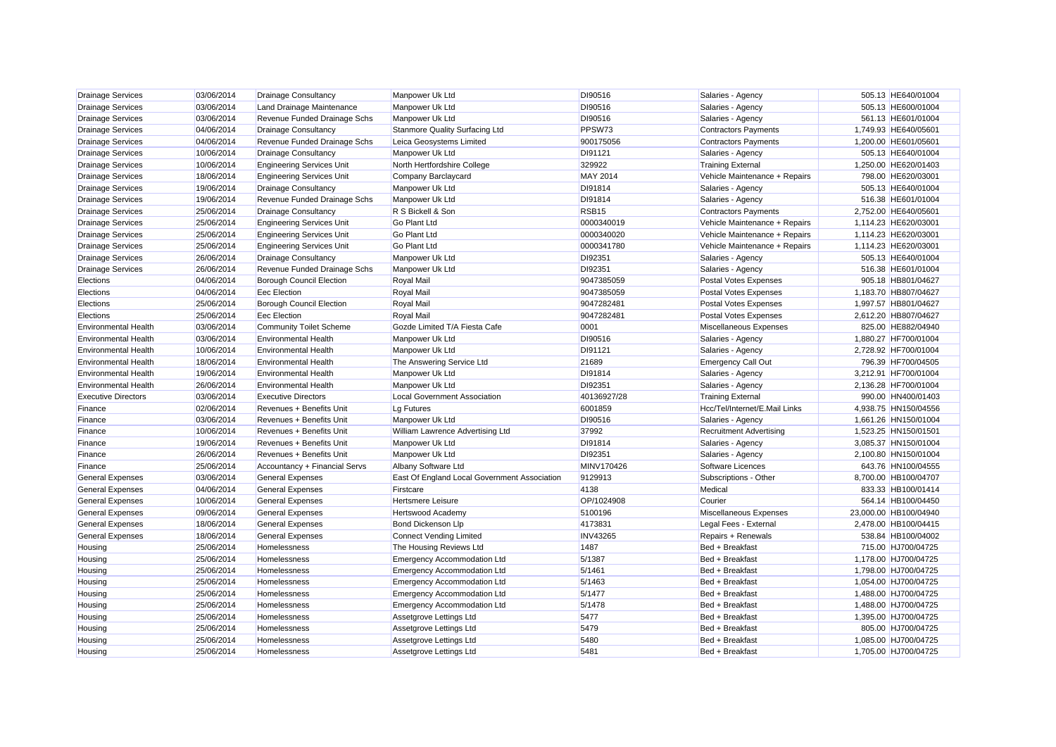| Drainage Services | 03/06/2014 | Drainage Consultancy | Manpower Uk Ltd | DI90516 | Salaries - Agency | 505.13 | HE640/01004 |
|---|---|---|---|---|---|---|---|
| Drainage Services | 03/06/2014 | Land Drainage Maintenance | Manpower Uk Ltd | DI90516 | Salaries - Agency | 505.13 | HE600/01004 |
| Drainage Services | 03/06/2014 | Revenue Funded Drainage Schs | Manpower Uk Ltd | DI90516 | Salaries - Agency | 561.13 | HE601/01004 |
| Drainage Services | 04/06/2014 | Drainage Consultancy | Stanmore Quality Surfacing Ltd | PPSW73 | Contractors Payments | 1,749.93 | HE640/05601 |
| Drainage Services | 04/06/2014 | Revenue Funded Drainage Schs | Leica Geosystems Limited | 900175056 | Contractors Payments | 1,200.00 | HE601/05601 |
| Drainage Services | 10/06/2014 | Drainage Consultancy | Manpower Uk Ltd | DI91121 | Salaries - Agency | 505.13 | HE640/01004 |
| Drainage Services | 10/06/2014 | Engineering Services Unit | North Hertfordshire College | 329922 | Training External | 1,250.00 | HE620/01403 |
| Drainage Services | 18/06/2014 | Engineering Services Unit | Company Barclaycard | MAY 2014 | Vehicle Maintenance + Repairs | 798.00 | HE620/03001 |
| Drainage Services | 19/06/2014 | Drainage Consultancy | Manpower Uk Ltd | DI91814 | Salaries - Agency | 505.13 | HE640/01004 |
| Drainage Services | 19/06/2014 | Revenue Funded Drainage Schs | Manpower Uk Ltd | DI91814 | Salaries - Agency | 516.38 | HE601/01004 |
| Drainage Services | 25/06/2014 | Drainage Consultancy | R S Bickell & Son | RSB15 | Contractors Payments | 2,752.00 | HE640/05601 |
| Drainage Services | 25/06/2014 | Engineering Services Unit | Go Plant Ltd | 0000340019 | Vehicle Maintenance + Repairs | 1,114.23 | HE620/03001 |
| Drainage Services | 25/06/2014 | Engineering Services Unit | Go Plant Ltd | 0000340020 | Vehicle Maintenance + Repairs | 1,114.23 | HE620/03001 |
| Drainage Services | 25/06/2014 | Engineering Services Unit | Go Plant Ltd | 0000341780 | Vehicle Maintenance + Repairs | 1,114.23 | HE620/03001 |
| Drainage Services | 26/06/2014 | Drainage Consultancy | Manpower Uk Ltd | DI92351 | Salaries - Agency | 505.13 | HE640/01004 |
| Drainage Services | 26/06/2014 | Revenue Funded Drainage Schs | Manpower Uk Ltd | DI92351 | Salaries - Agency | 516.38 | HE601/01004 |
| Elections | 04/06/2014 | Borough Council Election | Royal Mail | 9047385059 | Postal Votes Expenses | 905.18 | HB801/04627 |
| Elections | 04/06/2014 | Eec Election | Royal Mail | 9047385059 | Postal Votes Expenses | 1,183.70 | HB807/04627 |
| Elections | 25/06/2014 | Borough Council Election | Royal Mail | 9047282481 | Postal Votes Expenses | 1,997.57 | HB801/04627 |
| Elections | 25/06/2014 | Eec Election | Royal Mail | 9047282481 | Postal Votes Expenses | 2,612.20 | HB807/04627 |
| Environmental Health | 03/06/2014 | Community Toilet Scheme | Gozde Limited T/A Fiesta Cafe | 0001 | Miscellaneous Expenses | 825.00 | HE882/04940 |
| Environmental Health | 03/06/2014 | Environmental Health | Manpower Uk Ltd | DI90516 | Salaries - Agency | 1,880.27 | HF700/01004 |
| Environmental Health | 10/06/2014 | Environmental Health | Manpower Uk Ltd | DI91121 | Salaries - Agency | 2,728.92 | HF700/01004 |
| Environmental Health | 18/06/2014 | Environmental Health | The Answering Service Ltd | 21689 | Emergency Call Out | 796.39 | HF700/04505 |
| Environmental Health | 19/06/2014 | Environmental Health | Manpower Uk Ltd | DI91814 | Salaries - Agency | 3,212.91 | HF700/01004 |
| Environmental Health | 26/06/2014 | Environmental Health | Manpower Uk Ltd | DI92351 | Salaries - Agency | 2,136.28 | HF700/01004 |
| Executive Directors | 03/06/2014 | Executive Directors | Local Government Association | 40136927/28 | Training External | 990.00 | HN400/01403 |
| Finance | 02/06/2014 | Revenues + Benefits Unit | Lg Futures | 6001859 | Hcc/Tel/Internet/E.Mail Links | 4,938.75 | HN150/04556 |
| Finance | 03/06/2014 | Revenues + Benefits Unit | Manpower Uk Ltd | DI90516 | Salaries - Agency | 1,661.26 | HN150/01004 |
| Finance | 10/06/2014 | Revenues + Benefits Unit | William Lawrence Advertising Ltd | 37992 | Recruitment Advertising | 1,523.25 | HN150/01501 |
| Finance | 19/06/2014 | Revenues + Benefits Unit | Manpower Uk Ltd | DI91814 | Salaries - Agency | 3,085.37 | HN150/01004 |
| Finance | 26/06/2014 | Revenues + Benefits Unit | Manpower Uk Ltd | DI92351 | Salaries - Agency | 2,100.80 | HN150/01004 |
| Finance | 25/06/2014 | Accountancy + Financial Servs | Albany Software Ltd | MINV170426 | Software Licences | 643.76 | HN100/04555 |
| General Expenses | 03/06/2014 | General Expenses | East Of England Local Government Association | 9129913 | Subscriptions - Other | 8,700.00 | HB100/04707 |
| General Expenses | 04/06/2014 | General Expenses | Firstcare | 4138 | Medical | 833.33 | HB100/01414 |
| General Expenses | 10/06/2014 | General Expenses | Hertsmere Leisure | OP/1024908 | Courier | 564.14 | HB100/04450 |
| General Expenses | 09/06/2014 | General Expenses | Hertswood Academy | 5100196 | Miscellaneous Expenses | 23,000.00 | HB100/04940 |
| General Expenses | 18/06/2014 | General Expenses | Bond Dickenson Llp | 4173831 | Legal Fees - External | 2,478.00 | HB100/04415 |
| General Expenses | 18/06/2014 | General Expenses | Connect Vending Limited | INV43265 | Repairs + Renewals | 538.84 | HB100/04002 |
| Housing | 25/06/2014 | Homelessness | The Housing Reviews Ltd | 1487 | Bed + Breakfast | 715.00 | HJ700/04725 |
| Housing | 25/06/2014 | Homelessness | Emergency Accommodation Ltd | 5/1387 | Bed + Breakfast | 1,178.00 | HJ700/04725 |
| Housing | 25/06/2014 | Homelessness | Emergency Accommodation Ltd | 5/1461 | Bed + Breakfast | 1,798.00 | HJ700/04725 |
| Housing | 25/06/2014 | Homelessness | Emergency Accommodation Ltd | 5/1463 | Bed + Breakfast | 1,054.00 | HJ700/04725 |
| Housing | 25/06/2014 | Homelessness | Emergency Accommodation Ltd | 5/1477 | Bed + Breakfast | 1,488.00 | HJ700/04725 |
| Housing | 25/06/2014 | Homelessness | Emergency Accommodation Ltd | 5/1478 | Bed + Breakfast | 1,488.00 | HJ700/04725 |
| Housing | 25/06/2014 | Homelessness | Assetgrove Lettings Ltd | 5477 | Bed + Breakfast | 1,395.00 | HJ700/04725 |
| Housing | 25/06/2014 | Homelessness | Assetgrove Lettings Ltd | 5479 | Bed + Breakfast | 805.00 | HJ700/04725 |
| Housing | 25/06/2014 | Homelessness | Assetgrove Lettings Ltd | 5480 | Bed + Breakfast | 1,085.00 | HJ700/04725 |
| Housing | 25/06/2014 | Homelessness | Assetgrove Lettings Ltd | 5481 | Bed + Breakfast | 1,705.00 | HJ700/04725 |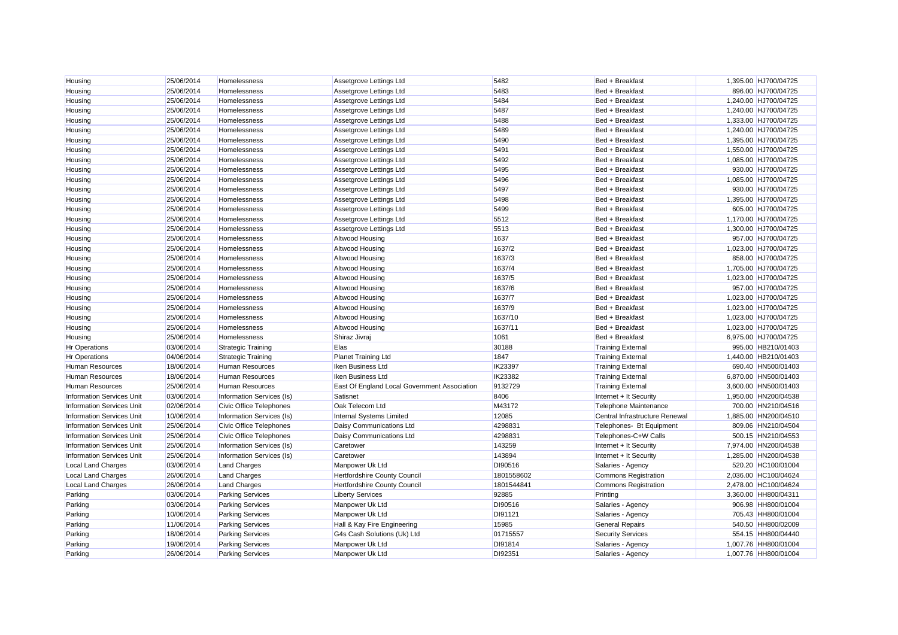| Housing | 25/06/2014 | Homelessness | Assetgrove Lettings Ltd | 5482 | Bed + Breakfast | 1,395.00 | HJ700/04725 |
|---|---|---|---|---|---|---|---|
| Housing | 25/06/2014 | Homelessness | Assetgrove Lettings Ltd | 5483 | Bed + Breakfast | 896.00 | HJ700/04725 |
| Housing | 25/06/2014 | Homelessness | Assetgrove Lettings Ltd | 5484 | Bed + Breakfast | 1,240.00 | HJ700/04725 |
| Housing | 25/06/2014 | Homelessness | Assetgrove Lettings Ltd | 5487 | Bed + Breakfast | 1,240.00 | HJ700/04725 |
| Housing | 25/06/2014 | Homelessness | Assetgrove Lettings Ltd | 5488 | Bed + Breakfast | 1,333.00 | HJ700/04725 |
| Housing | 25/06/2014 | Homelessness | Assetgrove Lettings Ltd | 5489 | Bed + Breakfast | 1,240.00 | HJ700/04725 |
| Housing | 25/06/2014 | Homelessness | Assetgrove Lettings Ltd | 5490 | Bed + Breakfast | 1,395.00 | HJ700/04725 |
| Housing | 25/06/2014 | Homelessness | Assetgrove Lettings Ltd | 5491 | Bed + Breakfast | 1,550.00 | HJ700/04725 |
| Housing | 25/06/2014 | Homelessness | Assetgrove Lettings Ltd | 5492 | Bed + Breakfast | 1,085.00 | HJ700/04725 |
| Housing | 25/06/2014 | Homelessness | Assetgrove Lettings Ltd | 5495 | Bed + Breakfast | 930.00 | HJ700/04725 |
| Housing | 25/06/2014 | Homelessness | Assetgrove Lettings Ltd | 5496 | Bed + Breakfast | 1,085.00 | HJ700/04725 |
| Housing | 25/06/2014 | Homelessness | Assetgrove Lettings Ltd | 5497 | Bed + Breakfast | 930.00 | HJ700/04725 |
| Housing | 25/06/2014 | Homelessness | Assetgrove Lettings Ltd | 5498 | Bed + Breakfast | 1,395.00 | HJ700/04725 |
| Housing | 25/06/2014 | Homelessness | Assetgrove Lettings Ltd | 5499 | Bed + Breakfast | 605.00 | HJ700/04725 |
| Housing | 25/06/2014 | Homelessness | Assetgrove Lettings Ltd | 5512 | Bed + Breakfast | 1,170.00 | HJ700/04725 |
| Housing | 25/06/2014 | Homelessness | Assetgrove Lettings Ltd | 5513 | Bed + Breakfast | 1,300.00 | HJ700/04725 |
| Housing | 25/06/2014 | Homelessness | Altwood Housing | 1637 | Bed + Breakfast | 957.00 | HJ700/04725 |
| Housing | 25/06/2014 | Homelessness | Altwood Housing | 1637/2 | Bed + Breakfast | 1,023.00 | HJ700/04725 |
| Housing | 25/06/2014 | Homelessness | Altwood Housing | 1637/3 | Bed + Breakfast | 858.00 | HJ700/04725 |
| Housing | 25/06/2014 | Homelessness | Altwood Housing | 1637/4 | Bed + Breakfast | 1,705.00 | HJ700/04725 |
| Housing | 25/06/2014 | Homelessness | Altwood Housing | 1637/5 | Bed + Breakfast | 1,023.00 | HJ700/04725 |
| Housing | 25/06/2014 | Homelessness | Altwood Housing | 1637/6 | Bed + Breakfast | 957.00 | HJ700/04725 |
| Housing | 25/06/2014 | Homelessness | Altwood Housing | 1637/7 | Bed + Breakfast | 1,023.00 | HJ700/04725 |
| Housing | 25/06/2014 | Homelessness | Altwood Housing | 1637/9 | Bed + Breakfast | 1,023.00 | HJ700/04725 |
| Housing | 25/06/2014 | Homelessness | Altwood Housing | 1637/10 | Bed + Breakfast | 1,023.00 | HJ700/04725 |
| Housing | 25/06/2014 | Homelessness | Altwood Housing | 1637/11 | Bed + Breakfast | 1,023.00 | HJ700/04725 |
| Housing | 25/06/2014 | Homelessness | Shiraz Jivraj | 1061 | Bed + Breakfast | 6,975.00 | HJ700/04725 |
| Hr Operations | 03/06/2014 | Strategic Training | Elas | 30188 | Training External | 995.00 | HB210/01403 |
| Hr Operations | 04/06/2014 | Strategic Training | Planet Training Ltd | 1847 | Training External | 1,440.00 | HB210/01403 |
| Human Resources | 18/06/2014 | Human Resources | Iken Business Ltd | IK23397 | Training External | 690.40 | HN500/01403 |
| Human Resources | 18/06/2014 | Human Resources | Iken Business Ltd | IK23382 | Training External | 6,870.00 | HN500/01403 |
| Human Resources | 25/06/2014 | Human Resources | East Of England Local Government Association | 9132729 | Training External | 3,600.00 | HN500/01403 |
| Information Services Unit | 03/06/2014 | Information Services (Is) | Satisnet | 8406 | Internet + It Security | 1,950.00 | HN200/04538 |
| Information Services Unit | 02/06/2014 | Civic Office Telephones | Oak Telecom Ltd | M43172 | Telephone Maintenance | 700.00 | HN210/04516 |
| Information Services Unit | 10/06/2014 | Information Services (Is) | Internal Systems Limited | 12085 | Central Infrastructure Renewal | 1,885.00 | HN200/04510 |
| Information Services Unit | 25/06/2014 | Civic Office Telephones | Daisy Communications Ltd | 4298831 | Telephones- Bt Equipment | 809.06 | HN210/04504 |
| Information Services Unit | 25/06/2014 | Civic Office Telephones | Daisy Communications Ltd | 4298831 | Telephones-C+W Calls | 500.15 | HN210/04553 |
| Information Services Unit | 25/06/2014 | Information Services (Is) | Caretower | 143259 | Internet + It Security | 7,974.00 | HN200/04538 |
| Information Services Unit | 25/06/2014 | Information Services (Is) | Caretower | 143894 | Internet + It Security | 1,285.00 | HN200/04538 |
| Local Land Charges | 03/06/2014 | Land Charges | Manpower Uk Ltd | DI90516 | Salaries - Agency | 520.20 | HC100/01004 |
| Local Land Charges | 26/06/2014 | Land Charges | Hertfordshire County Council | 1801558602 | Commons Registration | 2,036.00 | HC100/04624 |
| Local Land Charges | 26/06/2014 | Land Charges | Hertfordshire County Council | 1801544841 | Commons Registration | 2,478.00 | HC100/04624 |
| Parking | 03/06/2014 | Parking Services | Liberty Services | 92885 | Printing | 3,360.00 | HH800/04311 |
| Parking | 03/06/2014 | Parking Services | Manpower Uk Ltd | DI90516 | Salaries - Agency | 906.98 | HH800/01004 |
| Parking | 10/06/2014 | Parking Services | Manpower Uk Ltd | DI91121 | Salaries - Agency | 705.43 | HH800/01004 |
| Parking | 11/06/2014 | Parking Services | Hall & Kay Fire Engineering | 15985 | General Repairs | 540.50 | HH800/02009 |
| Parking | 18/06/2014 | Parking Services | G4s Cash Solutions (Uk) Ltd | 01715557 | Security Services | 554.15 | HH800/04440 |
| Parking | 19/06/2014 | Parking Services | Manpower Uk Ltd | DI91814 | Salaries - Agency | 1,007.76 | HH800/01004 |
| Parking | 26/06/2014 | Parking Services | Manpower Uk Ltd | DI92351 | Salaries - Agency | 1,007.76 | HH800/01004 |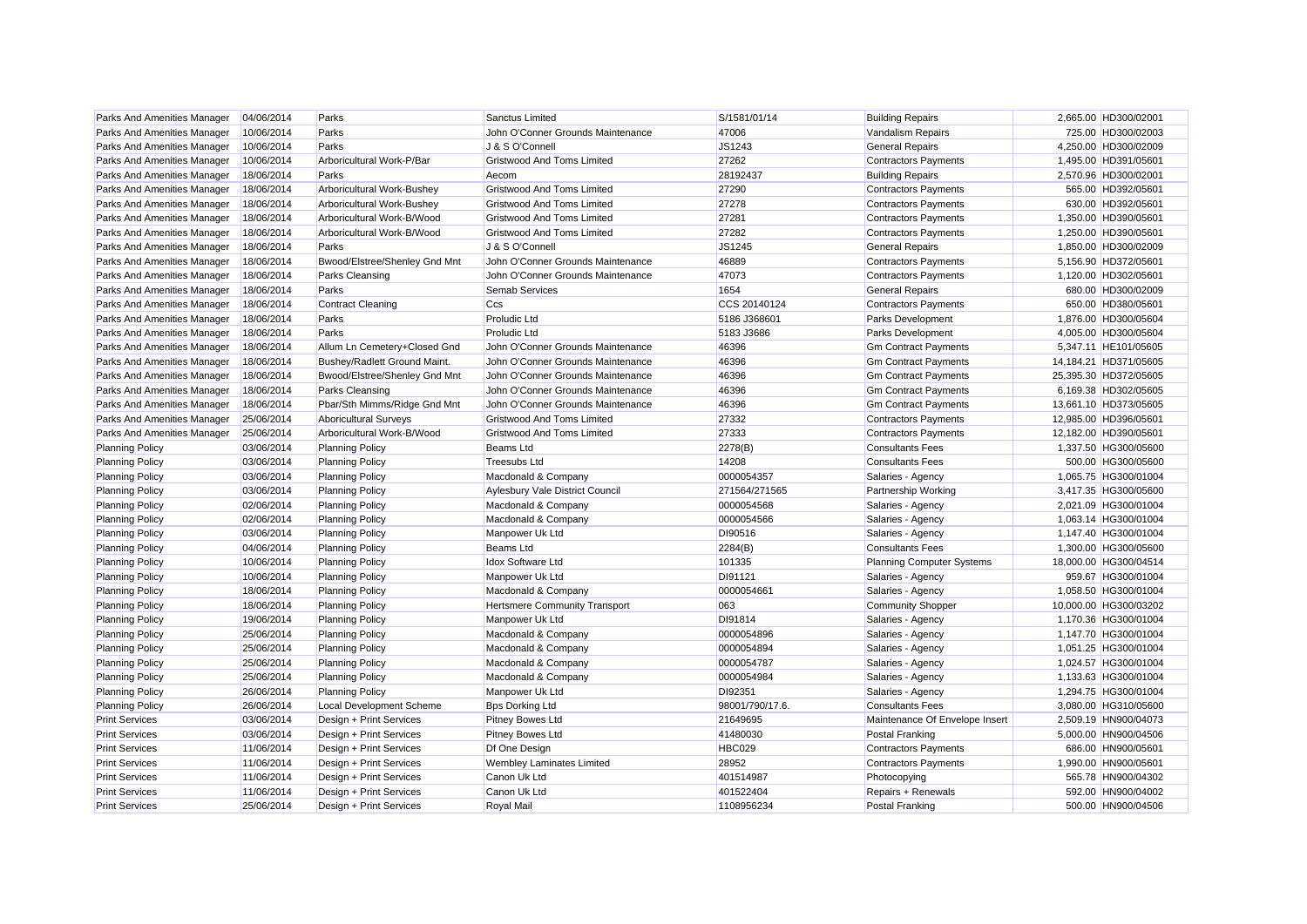| Parks And Amenities Manager | 04/06/2014 | Parks | Sanctus Limited | S/1581/01/14 | Building Repairs | 2,665.00 | HD300/02001 |
|---|---|---|---|---|---|---|---|
| Parks And Amenities Manager | 10/06/2014 | Parks | John O'Conner Grounds Maintenance | 47006 | Vandalism Repairs | 725.00 | HD300/02003 |
| Parks And Amenities Manager | 10/06/2014 | Parks | J & S O'Connell | JS1243 | General Repairs | 4,250.00 | HD300/02009 |
| Parks And Amenities Manager | 10/06/2014 | Arboricultural Work-P/Bar | Gristwood And Toms Limited | 27262 | Contractors Payments | 1,495.00 | HD391/05601 |
| Parks And Amenities Manager | 18/06/2014 | Parks | Aecom | 28192437 | Building Repairs | 2,570.96 | HD300/02001 |
| Parks And Amenities Manager | 18/06/2014 | Arboricultural Work-Bushey | Gristwood And Toms Limited | 27290 | Contractors Payments | 565.00 | HD392/05601 |
| Parks And Amenities Manager | 18/06/2014 | Arboricultural Work-Bushey | Gristwood And Toms Limited | 27278 | Contractors Payments | 630.00 | HD392/05601 |
| Parks And Amenities Manager | 18/06/2014 | Arboricultural Work-B/Wood | Gristwood And Toms Limited | 27281 | Contractors Payments | 1,350.00 | HD390/05601 |
| Parks And Amenities Manager | 18/06/2014 | Arboricultural Work-B/Wood | Gristwood And Toms Limited | 27282 | Contractors Payments | 1,250.00 | HD390/05601 |
| Parks And Amenities Manager | 18/06/2014 | Parks | J & S O'Connell | JS1245 | General Repairs | 1,850.00 | HD300/02009 |
| Parks And Amenities Manager | 18/06/2014 | Bwood/Elstree/Shenley Gnd Mnt | John O'Conner Grounds Maintenance | 46889 | Contractors Payments | 5,156.90 | HD372/05601 |
| Parks And Amenities Manager | 18/06/2014 | Parks Cleansing | John O'Conner Grounds Maintenance | 47073 | Contractors Payments | 1,120.00 | HD302/05601 |
| Parks And Amenities Manager | 18/06/2014 | Parks | Semab Services | 1654 | General Repairs | 680.00 | HD300/02009 |
| Parks And Amenities Manager | 18/06/2014 | Contract Cleaning | Ccs | CCS 20140124 | Contractors Payments | 650.00 | HD380/05601 |
| Parks And Amenities Manager | 18/06/2014 | Parks | Proludic Ltd | 5186 J368601 | Parks Development | 1,876.00 | HD300/05604 |
| Parks And Amenities Manager | 18/06/2014 | Parks | Proludic Ltd | 5183 J3686 | Parks Development | 4,005.00 | HD300/05604 |
| Parks And Amenities Manager | 18/06/2014 | Allum Ln Cemetery+Closed Gnd | John O'Conner Grounds Maintenance | 46396 | Gm Contract Payments | 5,347.11 | HE101/05605 |
| Parks And Amenities Manager | 18/06/2014 | Bushey/Radlett Ground Maint. | John O'Conner Grounds Maintenance | 46396 | Gm Contract Payments | 14,184.21 | HD371/05605 |
| Parks And Amenities Manager | 18/06/2014 | Bwood/Elstree/Shenley Gnd Mnt | John O'Conner Grounds Maintenance | 46396 | Gm Contract Payments | 25,395.30 | HD372/05605 |
| Parks And Amenities Manager | 18/06/2014 | Parks Cleansing | John O'Conner Grounds Maintenance | 46396 | Gm Contract Payments | 6,169.38 | HD302/05605 |
| Parks And Amenities Manager | 18/06/2014 | Pbar/Sth Mimms/Ridge Gnd Mnt | John O'Conner Grounds Maintenance | 46396 | Gm Contract Payments | 13,661.10 | HD373/05605 |
| Parks And Amenities Manager | 25/06/2014 | Aboricultural Surveys | Gristwood And Toms Limited | 27332 | Contractors Payments | 12,985.00 | HD396/05601 |
| Parks And Amenities Manager | 25/06/2014 | Arboricultural Work-B/Wood | Gristwood And Toms Limited | 27333 | Contractors Payments | 12,182.00 | HD390/05601 |
| Planning Policy | 03/06/2014 | Planning Policy | Beams Ltd | 2278(B) | Consultants Fees | 1,337.50 | HG300/05600 |
| Planning Policy | 03/06/2014 | Planning Policy | Treesubs Ltd | 14208 | Consultants Fees | 500.00 | HG300/05600 |
| Planning Policy | 03/06/2014 | Planning Policy | Macdonald & Company | 0000054357 | Salaries - Agency | 1,065.75 | HG300/01004 |
| Planning Policy | 03/06/2014 | Planning Policy | Aylesbury Vale District Council | 271564/271565 | Partnership Working | 3,417.35 | HG300/05600 |
| Planning Policy | 02/06/2014 | Planning Policy | Macdonald & Company | 0000054568 | Salaries - Agency | 2,021.09 | HG300/01004 |
| Planning Policy | 02/06/2014 | Planning Policy | Macdonald & Company | 0000054566 | Salaries - Agency | 1,063.14 | HG300/01004 |
| Planning Policy | 03/06/2014 | Planning Policy | Manpower Uk Ltd | DI90516 | Salaries - Agency | 1,147.40 | HG300/01004 |
| Planning Policy | 04/06/2014 | Planning Policy | Beams Ltd | 2284(B) | Consultants Fees | 1,300.00 | HG300/05600 |
| Planning Policy | 10/06/2014 | Planning Policy | Idox Software Ltd | 101335 | Planning Computer Systems | 18,000.00 | HG300/04514 |
| Planning Policy | 10/06/2014 | Planning Policy | Manpower Uk Ltd | DI91121 | Salaries - Agency | 959.67 | HG300/01004 |
| Planning Policy | 18/06/2014 | Planning Policy | Macdonald & Company | 0000054661 | Salaries - Agency | 1,058.50 | HG300/01004 |
| Planning Policy | 18/06/2014 | Planning Policy | Hertsmere Community Transport | 063 | Community Shopper | 10,000.00 | HG300/03202 |
| Planning Policy | 19/06/2014 | Planning Policy | Manpower Uk Ltd | DI91814 | Salaries - Agency | 1,170.36 | HG300/01004 |
| Planning Policy | 25/06/2014 | Planning Policy | Macdonald & Company | 0000054896 | Salaries - Agency | 1,147.70 | HG300/01004 |
| Planning Policy | 25/06/2014 | Planning Policy | Macdonald & Company | 0000054894 | Salaries - Agency | 1,051.25 | HG300/01004 |
| Planning Policy | 25/06/2014 | Planning Policy | Macdonald & Company | 0000054787 | Salaries - Agency | 1,024.57 | HG300/01004 |
| Planning Policy | 25/06/2014 | Planning Policy | Macdonald & Company | 0000054984 | Salaries - Agency | 1,133.63 | HG300/01004 |
| Planning Policy | 26/06/2014 | Planning Policy | Manpower Uk Ltd | DI92351 | Salaries - Agency | 1,294.75 | HG300/01004 |
| Planning Policy | 26/06/2014 | Local Development Scheme | Bps Dorking Ltd | 98001/790/17.6. | Consultants Fees | 3,080.00 | HG310/05600 |
| Print Services | 03/06/2014 | Design + Print Services | Pitney Bowes Ltd | 21649695 | Maintenance Of Envelope Insert | 2,509.19 | HN900/04073 |
| Print Services | 03/06/2014 | Design + Print Services | Pitney Bowes Ltd | 41480030 | Postal Franking | 5,000.00 | HN900/04506 |
| Print Services | 11/06/2014 | Design + Print Services | Df One Design | HBC029 | Contractors Payments | 686.00 | HN900/05601 |
| Print Services | 11/06/2014 | Design + Print Services | Wembley Laminates Limited | 28952 | Contractors Payments | 1,990.00 | HN900/05601 |
| Print Services | 11/06/2014 | Design + Print Services | Canon Uk Ltd | 401514987 | Photocopying | 565.78 | HN900/04302 |
| Print Services | 11/06/2014 | Design + Print Services | Canon Uk Ltd | 401522404 | Repairs + Renewals | 592.00 | HN900/04002 |
| Print Services | 25/06/2014 | Design + Print Services | Royal Mail | 1108956234 | Postal Franking | 500.00 | HN900/04506 |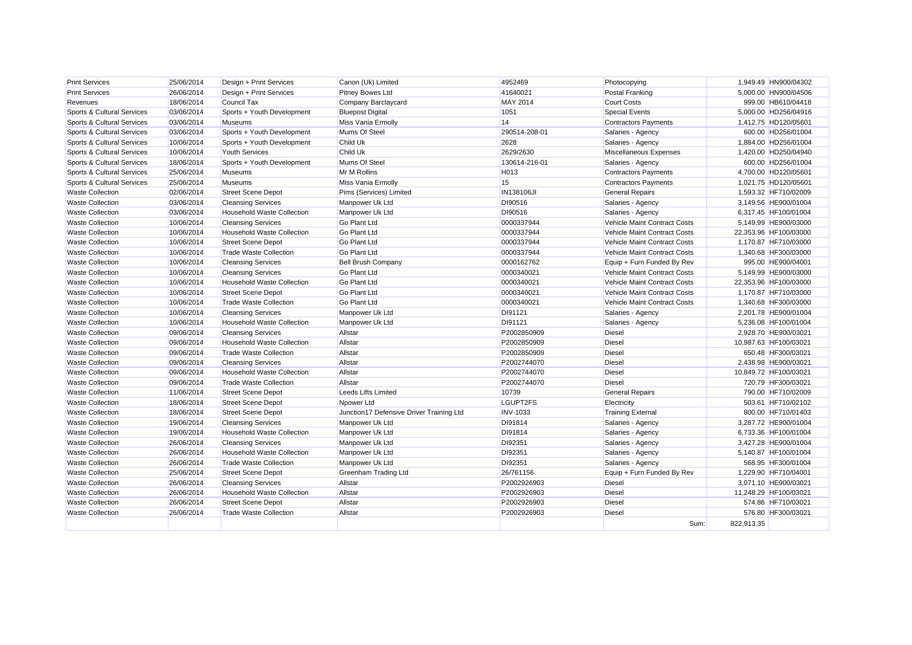| | | | | | | | |
|---|---|---|---|---|---|---|---|
| Print Services | 25/06/2014 | Design + Print Services | Canon (Uk) Limited | 4952469 | Photocopying | 1,949.49 | HN900/04302 |
| Print Services | 26/06/2014 | Design + Print Services | Pitney Bowes Ltd | 41640021 | Postal Franking | 5,000.00 | HN900/04506 |
| Revenues | 18/06/2014 | Council Tax | Company Barclaycard | MAY 2014 | Court Costs | 999.00 | HB610/04418 |
| Sports & Cultural Services | 03/06/2014 | Sports + Youth Development | Bluepost Digital | 1051 | Special Events | 5,000.00 | HD256/04916 |
| Sports & Cultural Services | 03/06/2014 | Museums | Miss Vania Ermolly | 14 | Contractors Payments | 1,412.75 | HD120/05601 |
| Sports & Cultural Services | 03/06/2014 | Sports + Youth Development | Mums Of Steel | 290514-208-01 | Salaries - Agency | 600.00 | HD256/01004 |
| Sports & Cultural Services | 10/06/2014 | Sports + Youth Development | Child Uk | 2628 | Salaries - Agency | 1,884.00 | HD256/01004 |
| Sports & Cultural Services | 10/06/2014 | Youth Services | Child Uk | 2629/2630 | Miscellaneous Expenses | 1,420.00 | HD250/04940 |
| Sports & Cultural Services | 18/06/2014 | Sports + Youth Development | Mums Of Steel | 130614-216-01 | Salaries - Agency | 600.00 | HD256/01004 |
| Sports & Cultural Services | 25/06/2014 | Museums | Mr M Rollins | H013 | Contractors Payments | 4,700.00 | HD120/05601 |
| Sports & Cultural Services | 25/06/2014 | Museums | Miss Vania Ermolly | 15 | Contractors Payments | 1,021.75 | HD120/05601 |
| Waste Collection | 02/06/2014 | Street Scene Depot | Pims (Services) Limited | IN138106JI | General Repairs | 1,593.32 | HF710/02009 |
| Waste Collection | 03/06/2014 | Cleansing Services | Manpower Uk Ltd | DI90516 | Salaries - Agency | 3,149.56 | HE900/01004 |
| Waste Collection | 03/06/2014 | Household Waste Collection | Manpower Uk Ltd | DI90516 | Salaries - Agency | 6,317.45 | HF100/01004 |
| Waste Collection | 10/06/2014 | Cleansing Services | Go Plant Ltd | 0000337944 | Vehicle Maint Contract Costs | 5,149.99 | HE900/03000 |
| Waste Collection | 10/06/2014 | Household Waste Collection | Go Plant Ltd | 0000337944 | Vehicle Maint Contract Costs | 22,353.96 | HF100/03000 |
| Waste Collection | 10/06/2014 | Street Scene Depot | Go Plant Ltd | 0000337944 | Vehicle Maint Contract Costs | 1,170.87 | HF710/03000 |
| Waste Collection | 10/06/2014 | Trade Waste Collection | Go Plant Ltd | 0000337944 | Vehicle Maint Contract Costs | 1,340.68 | HF300/03000 |
| Waste Collection | 10/06/2014 | Cleansing Services | Bell Brush Company | 0000162762 | Equip + Furn Funded By Rev | 995.00 | HE900/04001 |
| Waste Collection | 10/06/2014 | Cleansing Services | Go Plant Ltd | 0000340021 | Vehicle Maint Contract Costs | 5,149.99 | HE900/03000 |
| Waste Collection | 10/06/2014 | Household Waste Collection | Go Plant Ltd | 0000340021 | Vehicle Maint Contract Costs | 22,353.96 | HF100/03000 |
| Waste Collection | 10/06/2014 | Street Scene Depot | Go Plant Ltd | 0000340021 | Vehicle Maint Contract Costs | 1,170.87 | HF710/03000 |
| Waste Collection | 10/06/2014 | Trade Waste Collection | Go Plant Ltd | 0000340021 | Vehicle Maint Contract Costs | 1,340.68 | HF300/03000 |
| Waste Collection | 10/06/2014 | Cleansing Services | Manpower Uk Ltd | DI91121 | Salaries - Agency | 2,201.78 | HE900/01004 |
| Waste Collection | 10/06/2014 | Household Waste Collection | Manpower Uk Ltd | DI91121 | Salaries - Agency | 5,236.08 | HF100/01004 |
| Waste Collection | 09/06/2014 | Cleansing Services | Allstar | P2002850909 | Diesel | 2,928.70 | HE900/03021 |
| Waste Collection | 09/06/2014 | Household Waste Collection | Allstar | P2002850909 | Diesel | 10,987.63 | HF100/03021 |
| Waste Collection | 09/06/2014 | Trade Waste Collection | Allstar | P2002850909 | Diesel | 650.48 | HF300/03021 |
| Waste Collection | 09/06/2014 | Cleansing Services | Allstar | P2002744070 | Diesel | 2,438.98 | HE900/03021 |
| Waste Collection | 09/06/2014 | Household Waste Collection | Allstar | P2002744070 | Diesel | 10,849.72 | HF100/03021 |
| Waste Collection | 09/06/2014 | Trade Waste Collection | Allstar | P2002744070 | Diesel | 720.79 | HF300/03021 |
| Waste Collection | 11/06/2014 | Street Scene Depot | Leeds Lifts Limited | 10739 | General Repairs | 790.00 | HF710/02009 |
| Waste Collection | 18/06/2014 | Street Scene Depot | Npower Ltd | LGUPT2FS | Electricity | 503.61 | HF710/02102 |
| Waste Collection | 18/06/2014 | Street Scene Depot | Junction17 Defensive Driver Training Ltd | INV-1033 | Training External | 800.00 | HF710/01403 |
| Waste Collection | 19/06/2014 | Cleansing Services | Manpower Uk Ltd | DI91814 | Salaries - Agency | 3,287.72 | HE900/01004 |
| Waste Collection | 19/06/2014 | Household Waste Collection | Manpower Uk Ltd | DI91814 | Salaries - Agency | 6,733.36 | HF100/01004 |
| Waste Collection | 26/06/2014 | Cleansing Services | Manpower Uk Ltd | DI92351 | Salaries - Agency | 3,427.28 | HE900/01004 |
| Waste Collection | 26/06/2014 | Household Waste Collection | Manpower Uk Ltd | DI92351 | Salaries - Agency | 5,140.87 | HF100/01004 |
| Waste Collection | 26/06/2014 | Trade Waste Collection | Manpower Uk Ltd | DI92351 | Salaries - Agency | 568.95 | HF300/01004 |
| Waste Collection | 25/06/2014 | Street Scene Depot | Greenham Trading Ltd | 26/761156 | Equip + Furn Funded By Rev | 1,229.90 | HF710/04001 |
| Waste Collection | 26/06/2014 | Cleansing Services | Allstar | P2002926903 | Diesel | 3,071.10 | HE900/03021 |
| Waste Collection | 26/06/2014 | Household Waste Collection | Allstar | P2002926903 | Diesel | 11,248.29 | HF100/03021 |
| Waste Collection | 26/06/2014 | Street Scene Depot | Allstar | P2002926903 | Diesel | 574.86 | HF710/03021 |
| Waste Collection | 26/06/2014 | Trade Waste Collection | Allstar | P2002926903 | Diesel | 576.80 | HF300/03021 |
| | | | | | Sum: | 822,913.35 | |